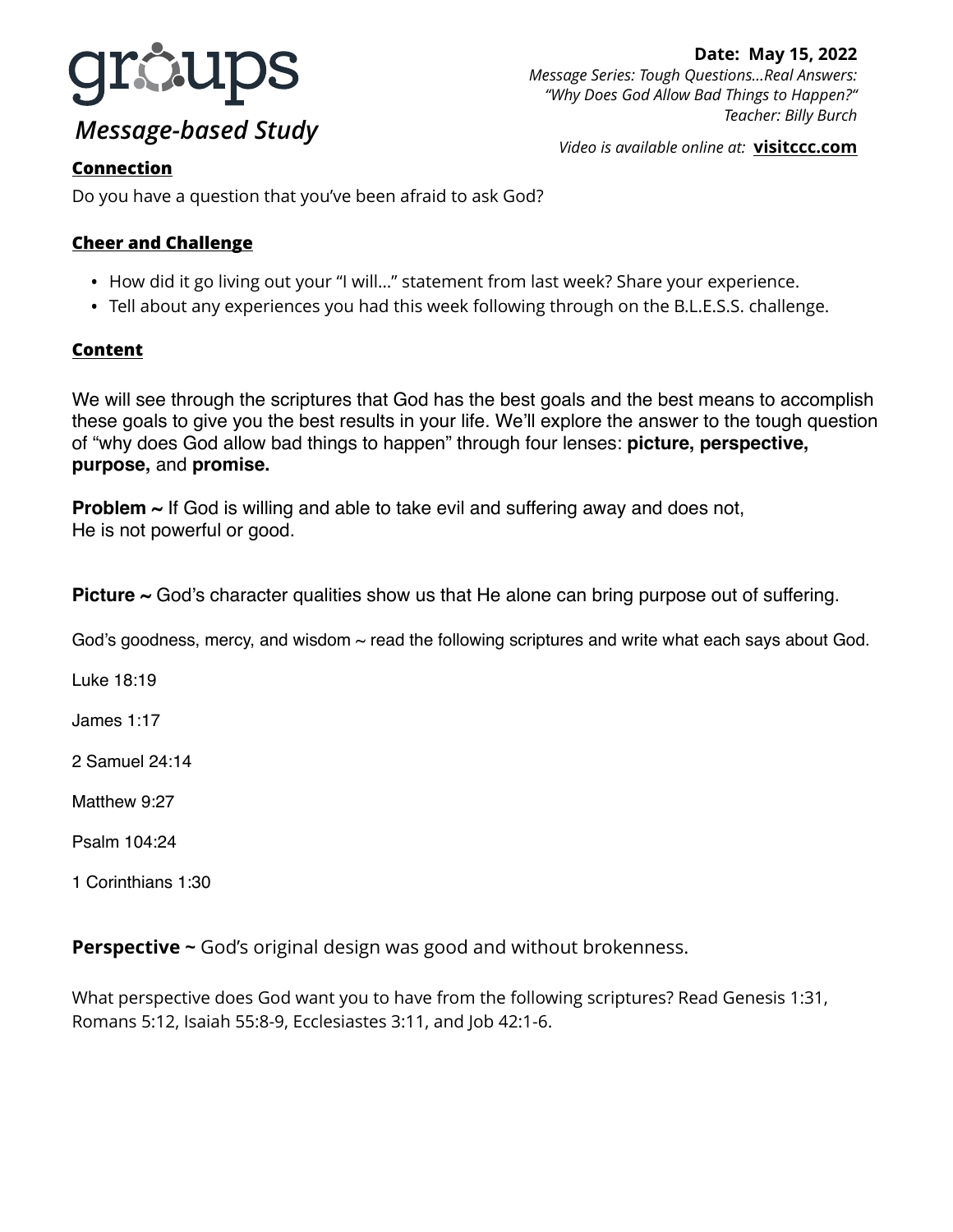# groups

*Message-based Study*

**Date: May 15, 2022**
*Message Series: Tough Questions...Real Answers: "Why Does God Allow Bad Things to Happen?"*
*Teacher: Billy Burch*

*Video is available online at:* **visitccc.com**

## Connection

Do you have a question that you've been afraid to ask God?

## Cheer and Challenge

- How did it go living out your "I will..." statement from last week? Share your experience.
- Tell about any experiences you had this week following through on the B.L.E.S.S. challenge.

## Content

We will see through the scriptures that God has the best goals and the best means to accomplish these goals to give you the best results in your life. We'll explore the answer to the tough question of "why does God allow bad things to happen" through four lenses: **picture, perspective, purpose,** and **promise.**

**Problem ~** If God is willing and able to take evil and suffering away and does not, He is not powerful or good.

**Picture ~** God's character qualities show us that He alone can bring purpose out of suffering.

God's goodness, mercy, and wisdom ~ read the following scriptures and write what each says about God.

Luke 18:19

James 1:17

2 Samuel 24:14

Matthew 9:27

Psalm 104:24

1 Corinthians 1:30

**Perspective ~** God's original design was good and without brokenness.

What perspective does God want you to have from the following scriptures? Read Genesis 1:31, Romans 5:12, Isaiah 55:8-9, Ecclesiastes 3:11, and Job 42:1-6.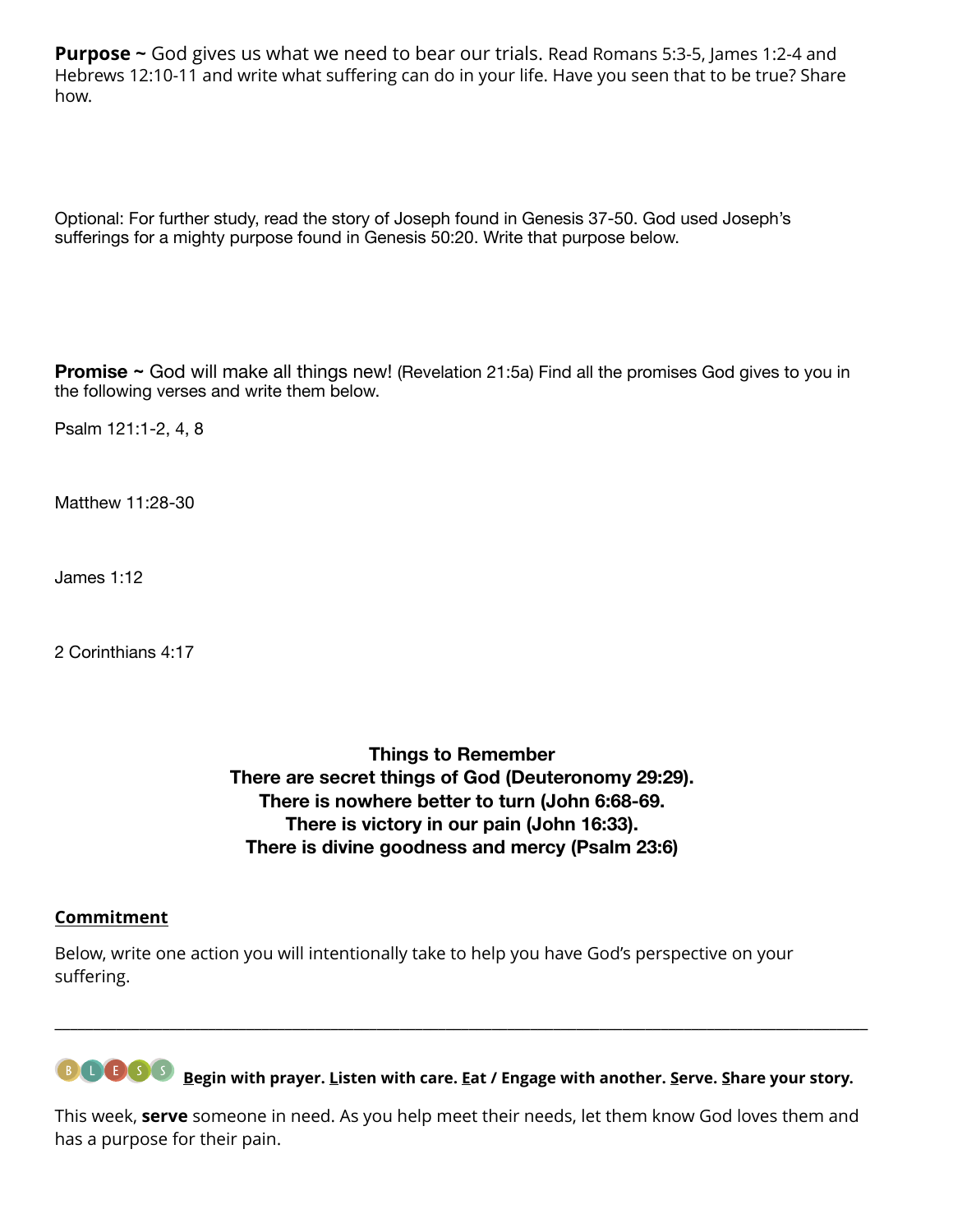**Purpose ~** God gives us what we need to bear our trials. Read Romans 5:3-5, James 1:2-4 and Hebrews 12:10-11 and write what suffering can do in your life. Have you seen that to be true? Share how.

Optional: For further study, read the story of Joseph found in Genesis 37-50. God used Joseph's sufferings for a mighty purpose found in Genesis 50:20. Write that purpose below.

**Promise ~** God will make all things new! (Revelation 21:5a) Find all the promises God gives to you in the following verses and write them below.

Psalm 121:1-2, 4, 8

Matthew 11:28-30

James 1:12

2 Corinthians 4:17

**Things to Remember**
**There are secret things of God (Deuteronomy 29:29).**
**There is nowhere better to turn (John 6:68-69.**
**There is victory in our pain (John 16:33).**
**There is divine goodness and mercy (Psalm 23:6)**

**Commitment**

Below, write one action you will intentionally take to help you have God's perspective on your suffering.

___________________________________________________________________________________________

**Begin with prayer. Listen with care. Eat / Engage with another. Serve. Share your story.**

This week, **serve** someone in need. As you help meet their needs, let them know God loves them and has a purpose for their pain.